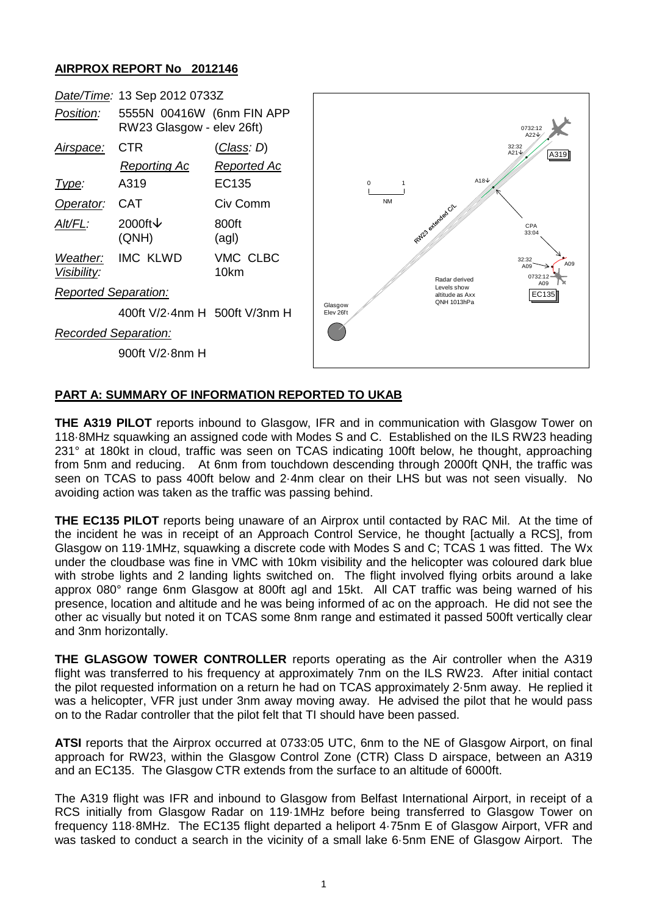## AIRPROX REPORT No 2012146

| | | |
|---|---|---|
| *Date/Time:* | 13 Sep 2012 0733Z | |
| *Position:* | 5555N 00416W (6nm FIN APP RW23 Glasgow - elev 26ft) | |
| *Airspace:* | CTR | (*Class*: D) |
| | *Reporting Ac* | *Reported Ac* |
| *Type:* | A319 | EC135 |
| *Operator:* | CAT | Civ Comm |
| *Alt/FL:* | 2000ft↓ (QNH) | 800ft (agl) |
| *Weather:* *Visibility:* | IMC KLWD | VMC CLBC 10km |
| *Reported Separation:* | | |
| | 400ft V/2·4nm H | 500ft V/3nm H |
| *Recorded Separation:* | | |
| | 900ft V/2·8nm H | |

## PART A: SUMMARY OF INFORMATION REPORTED TO UKAB

**THE A319 PILOT** reports inbound to Glasgow, IFR and in communication with Glasgow Tower on 118·8MHz squawking an assigned code with Modes S and C. Established on the ILS RW23 heading 231° at 180kt in cloud, traffic was seen on TCAS indicating 100ft below, he thought, approaching from 5nm and reducing. At 6nm from touchdown descending through 2000ft QNH, the traffic was seen on TCAS to pass 400ft below and 2·4nm clear on their LHS but was not seen visually. No avoiding action was taken as the traffic was passing behind.

**THE EC135 PILOT** reports being unaware of an Airprox until contacted by RAC Mil. At the time of the incident he was in receipt of an Approach Control Service, he thought [actually a RCS], from Glasgow on 119·1MHz, squawking a discrete code with Modes S and C; TCAS 1 was fitted. The Wx under the cloudbase was fine in VMC with 10km visibility and the helicopter was coloured dark blue with strobe lights and 2 landing lights switched on. The flight involved flying orbits around a lake approx 080° range 6nm Glasgow at 800ft agl and 15kt. All CAT traffic was being warned of his presence, location and altitude and he was being informed of ac on the approach. He did not see the other ac visually but noted it on TCAS some 8nm range and estimated it passed 500ft vertically clear and 3nm horizontally.

**THE GLASGOW TOWER CONTROLLER** reports operating as the Air controller when the A319 flight was transferred to his frequency at approximately 7nm on the ILS RW23. After initial contact the pilot requested information on a return he had on TCAS approximately 2·5nm away. He replied it was a helicopter, VFR just under 3nm away moving away. He advised the pilot that he would pass on to the Radar controller that the pilot felt that TI should have been passed.

**ATSI** reports that the Airprox occurred at 0733:05 UTC, 6nm to the NE of Glasgow Airport, on final approach for RW23, within the Glasgow Control Zone (CTR) Class D airspace, between an A319 and an EC135. The Glasgow CTR extends from the surface to an altitude of 6000ft.

The A319 flight was IFR and inbound to Glasgow from Belfast International Airport, in receipt of a RCS initially from Glasgow Radar on 119·1MHz before being transferred to Glasgow Tower on frequency 118·8MHz. The EC135 flight departed a heliport 4·75nm E of Glasgow Airport, VFR and was tasked to conduct a search in the vicinity of a small lake 6·5nm ENE of Glasgow Airport. The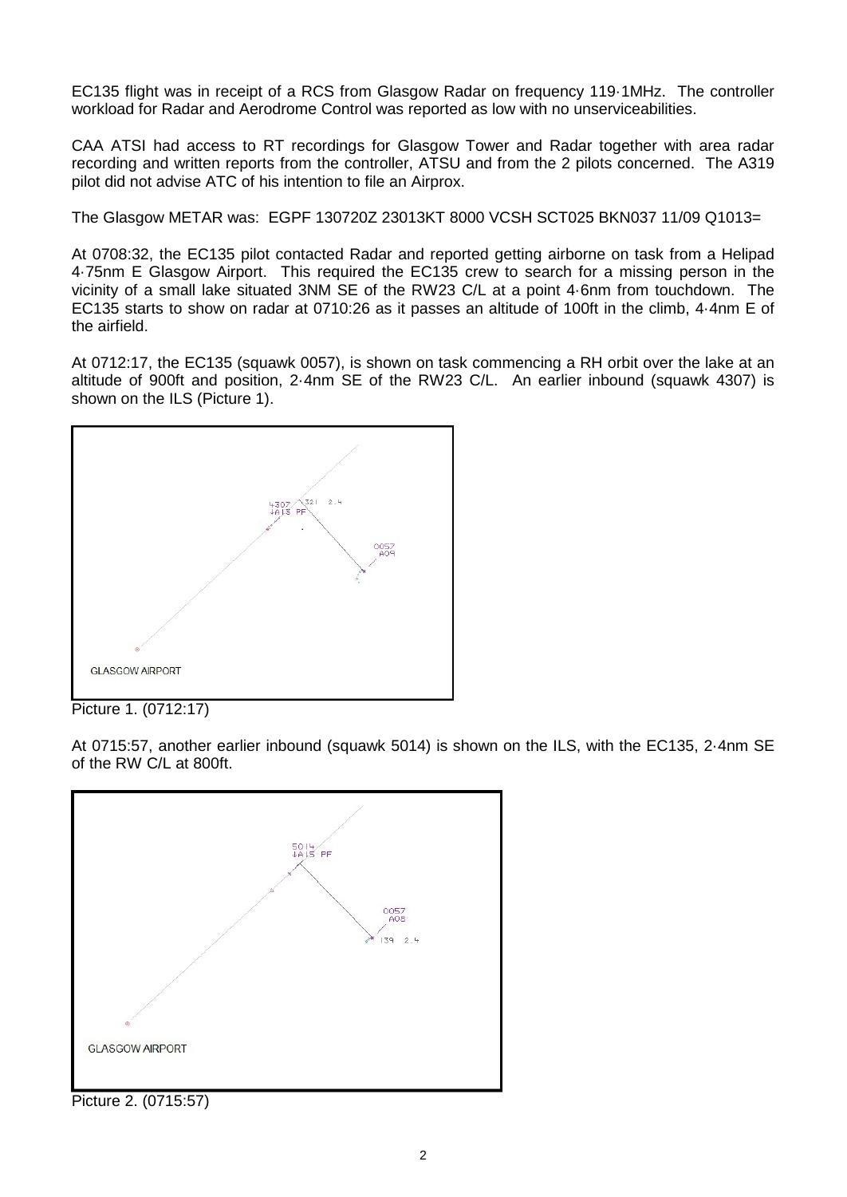EC135 flight was in receipt of a RCS from Glasgow Radar on frequency 119·1MHz. The controller workload for Radar and Aerodrome Control was reported as low with no unserviceabilities.

CAA ATSI had access to RT recordings for Glasgow Tower and Radar together with area radar recording and written reports from the controller, ATSU and from the 2 pilots concerned. The A319 pilot did not advise ATC of his intention to file an Airprox.

The Glasgow METAR was: EGPF 130720Z 23013KT 8000 VCSH SCT025 BKN037 11/09 Q1013=

At 0708:32, the EC135 pilot contacted Radar and reported getting airborne on task from a Helipad 4·75nm E Glasgow Airport. This required the EC135 crew to search for a missing person in the vicinity of a small lake situated 3NM SE of the RW23 C/L at a point 4·6nm from touchdown. The EC135 starts to show on radar at 0710:26 as it passes an altitude of 100ft in the climb, 4·4nm E of the airfield.

At 0712:17, the EC135 (squawk 0057), is shown on task commencing a RH orbit over the lake at an altitude of 900ft and position, 2·4nm SE of the RW23 C/L. An earlier inbound (squawk 4307) is shown on the ILS (Picture 1).

Picture 1. (0712:17)

At 0715:57, another earlier inbound (squawk 5014) is shown on the ILS, with the EC135, 2·4nm SE of the RW C/L at 800ft.

Picture 2. (0715:57)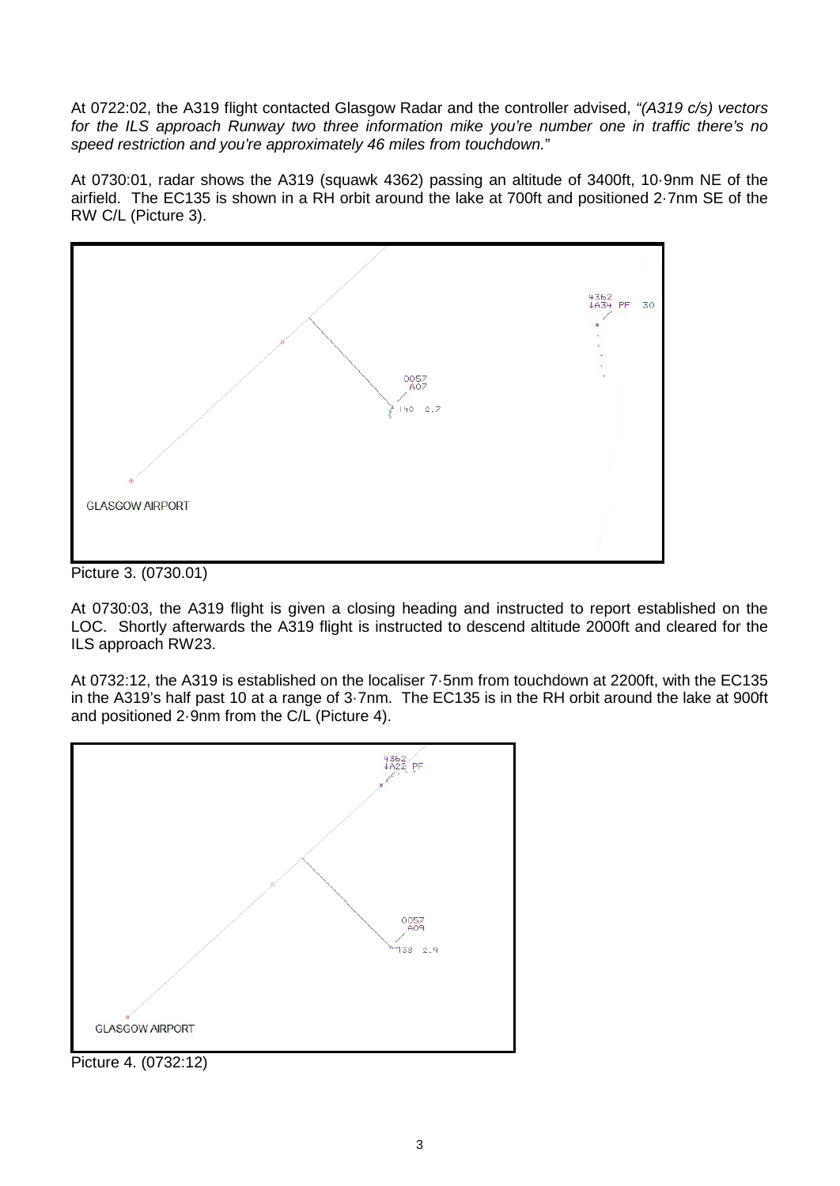At 0722:02, the A319 flight contacted Glasgow Radar and the controller advised, *"(A319 c/s) vectors for the ILS approach Runway two three information mike you're number one in traffic there's no speed restriction and you're approximately 46 miles from touchdown."*

At 0730:01, radar shows the A319 (squawk 4362) passing an altitude of 3400ft, 10·9nm NE of the airfield. The EC135 is shown in a RH orbit around the lake at 700ft and positioned 2·7nm SE of the RW C/L (Picture 3).

Picture 3. (0730.01)

At 0730:03, the A319 flight is given a closing heading and instructed to report established on the LOC. Shortly afterwards the A319 flight is instructed to descend altitude 2000ft and cleared for the ILS approach RW23.

At 0732:12, the A319 is established on the localiser 7·5nm from touchdown at 2200ft, with the EC135 in the A319's half past 10 at a range of 3·7nm. The EC135 is in the RH orbit around the lake at 900ft and positioned 2·9nm from the C/L (Picture 4).

Picture 4. (0732:12)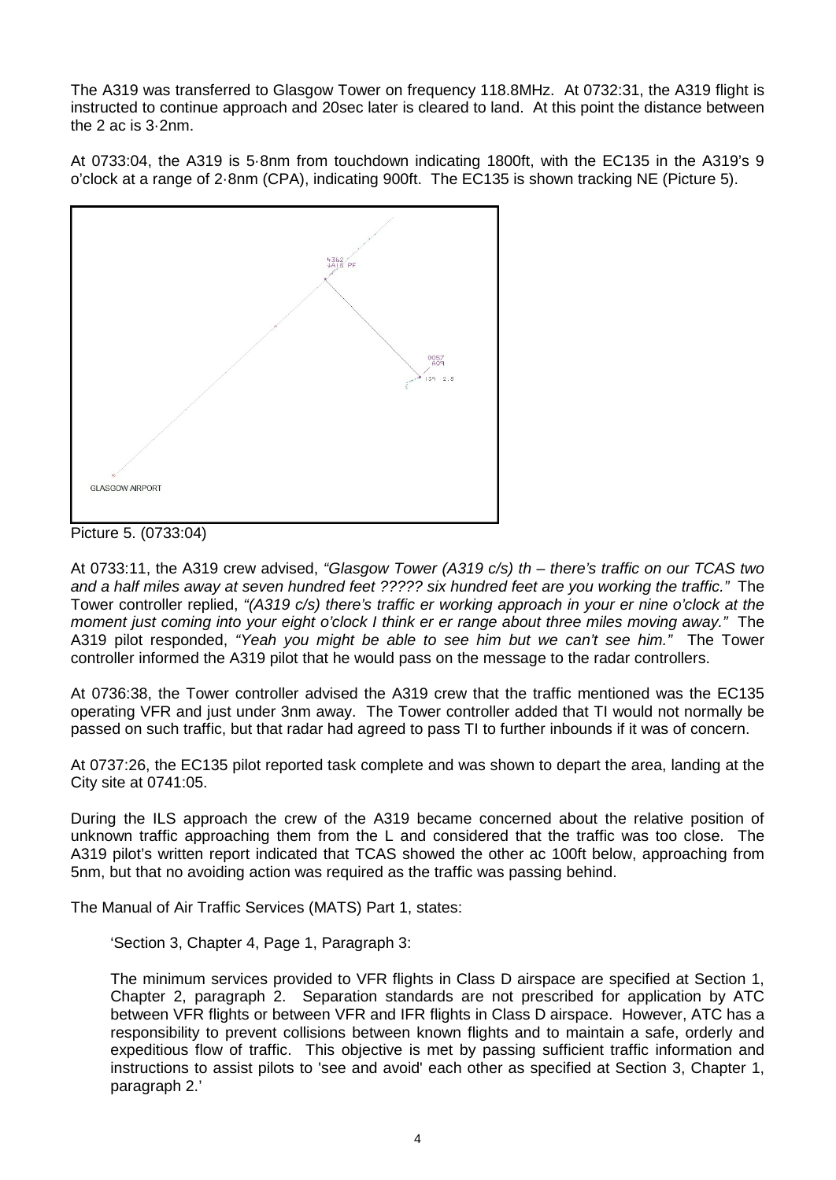The A319 was transferred to Glasgow Tower on frequency 118.8MHz. At 0732:31, the A319 flight is instructed to continue approach and 20sec later is cleared to land. At this point the distance between the 2 ac is 3·2nm.

At 0733:04, the A319 is 5·8nm from touchdown indicating 1800ft, with the EC135 in the A319's 9 o'clock at a range of 2·8nm (CPA), indicating 900ft. The EC135 is shown tracking NE (Picture 5).

Picture 5. (0733:04)

At 0733:11, the A319 crew advised, *"Glasgow Tower (A319 c/s) th – there's traffic on our TCAS two and a half miles away at seven hundred feet ????? six hundred feet are you working the traffic."* The Tower controller replied, *"(A319 c/s) there's traffic er working approach in your er nine o'clock at the moment just coming into your eight o'clock I think er er range about three miles moving away."* The A319 pilot responded, *"Yeah you might be able to see him but we can't see him."* The Tower controller informed the A319 pilot that he would pass on the message to the radar controllers.

At 0736:38, the Tower controller advised the A319 crew that the traffic mentioned was the EC135 operating VFR and just under 3nm away. The Tower controller added that TI would not normally be passed on such traffic, but that radar had agreed to pass TI to further inbounds if it was of concern.

At 0737:26, the EC135 pilot reported task complete and was shown to depart the area, landing at the City site at 0741:05.

During the ILS approach the crew of the A319 became concerned about the relative position of unknown traffic approaching them from the L and considered that the traffic was too close. The A319 pilot's written report indicated that TCAS showed the other ac 100ft below, approaching from 5nm, but that no avoiding action was required as the traffic was passing behind.

The Manual of Air Traffic Services (MATS) Part 1, states:

> 'Section 3, Chapter 4, Page 1, Paragraph 3:
>
> The minimum services provided to VFR flights in Class D airspace are specified at Section 1, Chapter 2, paragraph 2. Separation standards are not prescribed for application by ATC between VFR flights or between VFR and IFR flights in Class D airspace. However, ATC has a responsibility to prevent collisions between known flights and to maintain a safe, orderly and expeditious flow of traffic. This objective is met by passing sufficient traffic information and instructions to assist pilots to 'see and avoid' each other as specified at Section 3, Chapter 1, paragraph 2.'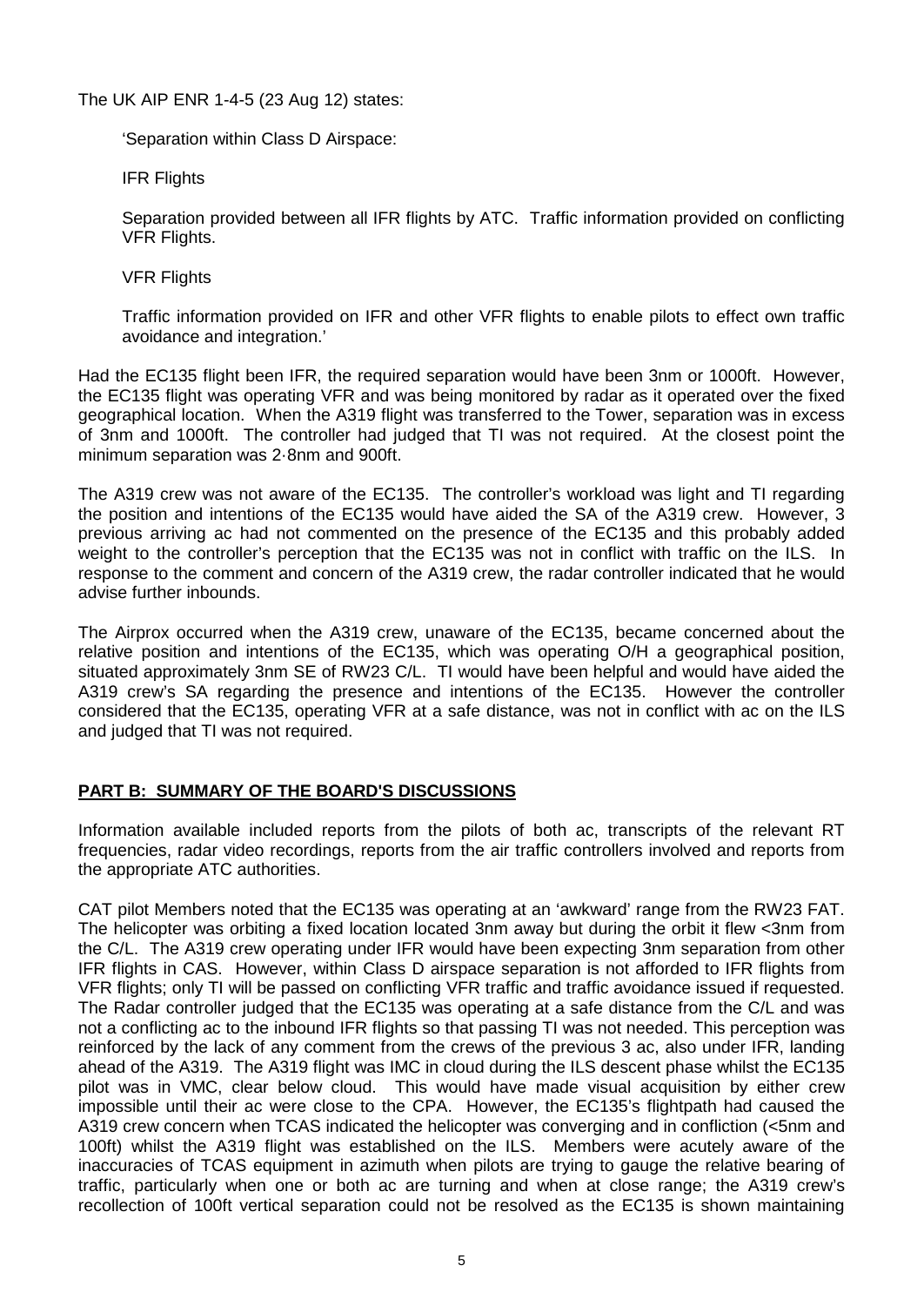The UK AIP ENR 1-4-5 (23 Aug 12) states:

> 'Separation within Class D Airspace:
>
> IFR Flights
>
> Separation provided between all IFR flights by ATC. Traffic information provided on conflicting VFR Flights.
>
> VFR Flights
>
> Traffic information provided on IFR and other VFR flights to enable pilots to effect own traffic avoidance and integration.'

Had the EC135 flight been IFR, the required separation would have been 3nm or 1000ft. However, the EC135 flight was operating VFR and was being monitored by radar as it operated over the fixed geographical location. When the A319 flight was transferred to the Tower, separation was in excess of 3nm and 1000ft. The controller had judged that TI was not required. At the closest point the minimum separation was 2·8nm and 900ft.

The A319 crew was not aware of the EC135. The controller's workload was light and TI regarding the position and intentions of the EC135 would have aided the SA of the A319 crew. However, 3 previous arriving ac had not commented on the presence of the EC135 and this probably added weight to the controller's perception that the EC135 was not in conflict with traffic on the ILS. In response to the comment and concern of the A319 crew, the radar controller indicated that he would advise further inbounds.

The Airprox occurred when the A319 crew, unaware of the EC135, became concerned about the relative position and intentions of the EC135, which was operating O/H a geographical position, situated approximately 3nm SE of RW23 C/L. TI would have been helpful and would have aided the A319 crew's SA regarding the presence and intentions of the EC135. However the controller considered that the EC135, operating VFR at a safe distance, was not in conflict with ac on the ILS and judged that TI was not required.

## PART B: SUMMARY OF THE BOARD'S DISCUSSIONS

Information available included reports from the pilots of both ac, transcripts of the relevant RT frequencies, radar video recordings, reports from the air traffic controllers involved and reports from the appropriate ATC authorities.

CAT pilot Members noted that the EC135 was operating at an 'awkward' range from the RW23 FAT. The helicopter was orbiting a fixed location located 3nm away but during the orbit it flew <3nm from the C/L. The A319 crew operating under IFR would have been expecting 3nm separation from other IFR flights in CAS. However, within Class D airspace separation is not afforded to IFR flights from VFR flights; only TI will be passed on conflicting VFR traffic and traffic avoidance issued if requested. The Radar controller judged that the EC135 was operating at a safe distance from the C/L and was not a conflicting ac to the inbound IFR flights so that passing TI was not needed. This perception was reinforced by the lack of any comment from the crews of the previous 3 ac, also under IFR, landing ahead of the A319. The A319 flight was IMC in cloud during the ILS descent phase whilst the EC135 pilot was in VMC, clear below cloud. This would have made visual acquisition by either crew impossible until their ac were close to the CPA. However, the EC135's flightpath had caused the A319 crew concern when TCAS indicated the helicopter was converging and in confliction (<5nm and 100ft) whilst the A319 flight was established on the ILS. Members were acutely aware of the inaccuracies of TCAS equipment in azimuth when pilots are trying to gauge the relative bearing of traffic, particularly when one or both ac are turning and when at close range; the A319 crew's recollection of 100ft vertical separation could not be resolved as the EC135 is shown maintaining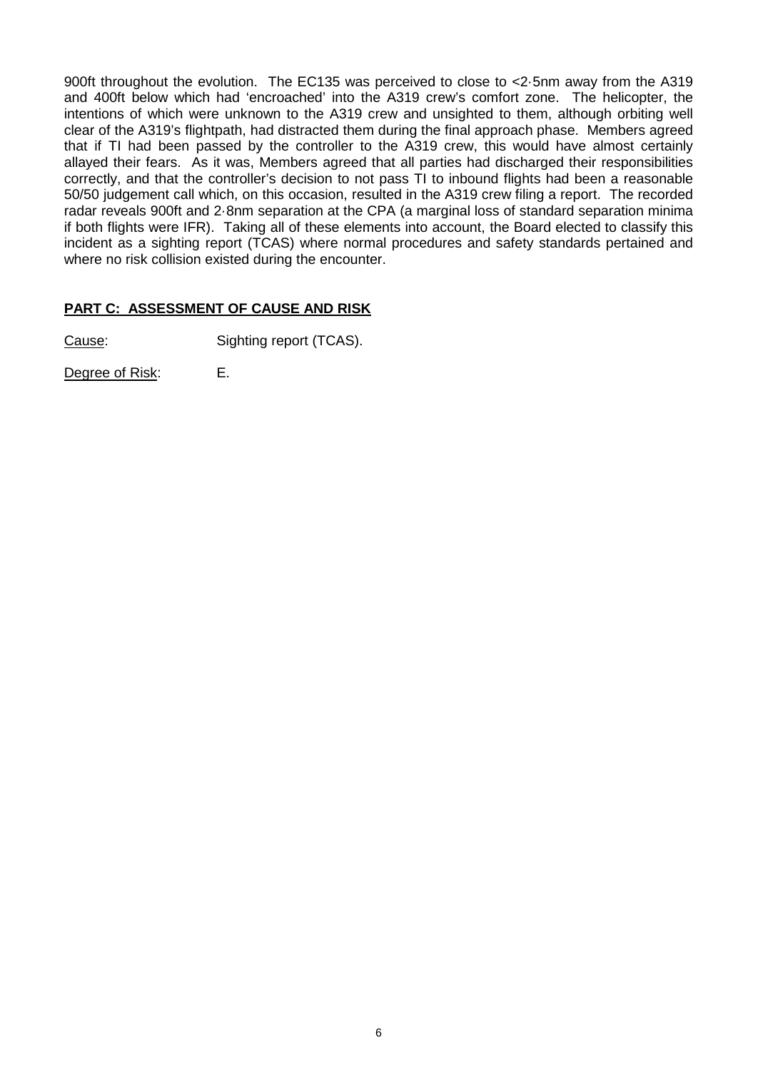900ft throughout the evolution. The EC135 was perceived to close to <2·5nm away from the A319 and 400ft below which had 'encroached' into the A319 crew's comfort zone. The helicopter, the intentions of which were unknown to the A319 crew and unsighted to them, although orbiting well clear of the A319's flightpath, had distracted them during the final approach phase. Members agreed that if TI had been passed by the controller to the A319 crew, this would have almost certainly allayed their fears. As it was, Members agreed that all parties had discharged their responsibilities correctly, and that the controller's decision to not pass TI to inbound flights had been a reasonable 50/50 judgement call which, on this occasion, resulted in the A319 crew filing a report. The recorded radar reveals 900ft and 2·8nm separation at the CPA (a marginal loss of standard separation minima if both flights were IFR). Taking all of these elements into account, the Board elected to classify this incident as a sighting report (TCAS) where normal procedures and safety standards pertained and where no risk collision existed during the encounter.

## PART C: ASSESSMENT OF CAUSE AND RISK

Cause: Sighting report (TCAS).

Degree of Risk: E.